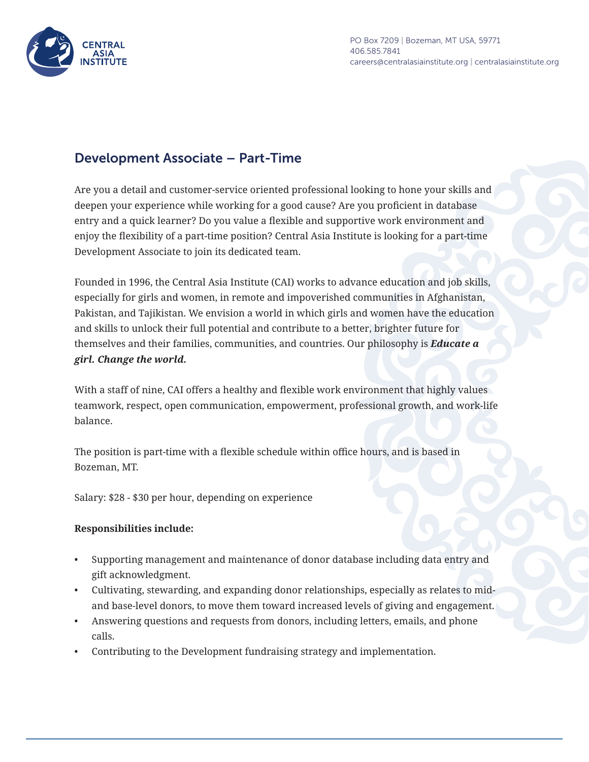CENTRAL ASIA INSTITUTE

PO Box 7209 | Bozeman, MT USA, 59771
406.585.7841
careers@centralasiainstitute.org | centralasiainstitute.org

## Development Associate – Part-Time

Are you a detail and customer-service oriented professional looking to hone your skills and deepen your experience while working for a good cause? Are you proficient in database entry and a quick learner? Do you value a flexible and supportive work environment and enjoy the flexibility of a part-time position? Central Asia Institute is looking for a part-time Development Associate to join its dedicated team.

Founded in 1996, the Central Asia Institute (CAI) works to advance education and job skills, especially for girls and women, in remote and impoverished communities in Afghanistan, Pakistan, and Tajikistan. We envision a world in which girls and women have the education and skills to unlock their full potential and contribute to a better, brighter future for themselves and their families, communities, and countries. Our philosophy is ***Educate a girl. Change the world.***

With a staff of nine, CAI offers a healthy and flexible work environment that highly values teamwork, respect, open communication, empowerment, professional growth, and work-life balance.

The position is part-time with a flexible schedule within office hours, and is based in Bozeman, MT.

Salary: $28 - $30 per hour, depending on experience

**Responsibilities include:**

- Supporting management and maintenance of donor database including data entry and gift acknowledgment.
- Cultivating, stewarding, and expanding donor relationships, especially as relates to mid- and base-level donors, to move them toward increased levels of giving and engagement.
- Answering questions and requests from donors, including letters, emails, and phone calls.
- Contributing to the Development fundraising strategy and implementation.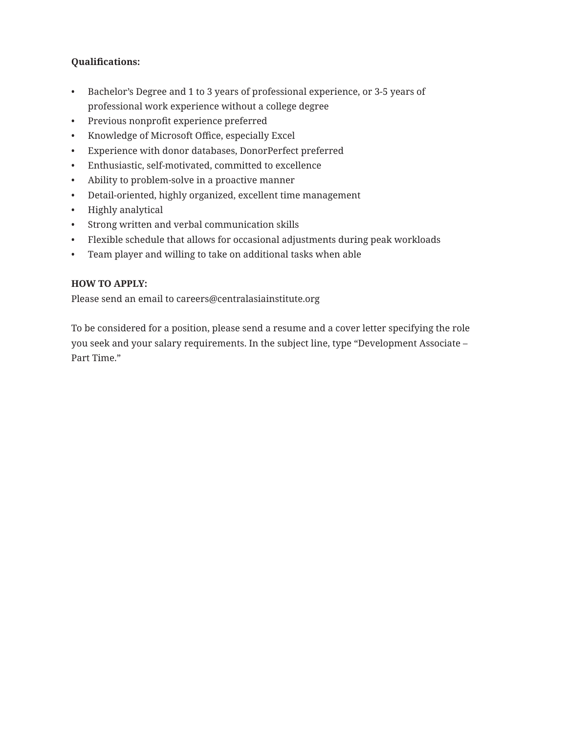**Qualifications:**

- Bachelor's Degree and 1 to 3 years of professional experience, or 3-5 years of professional work experience without a college degree
- Previous nonprofit experience preferred
- Knowledge of Microsoft Office, especially Excel
- Experience with donor databases, DonorPerfect preferred
- Enthusiastic, self-motivated, committed to excellence
- Ability to problem-solve in a proactive manner
- Detail-oriented, highly organized, excellent time management
- Highly analytical
- Strong written and verbal communication skills
- Flexible schedule that allows for occasional adjustments during peak workloads
- Team player and willing to take on additional tasks when able

**HOW TO APPLY:**
Please send an email to careers@centralasiainstitute.org

To be considered for a position, please send a resume and a cover letter specifying the role you seek and your salary requirements. In the subject line, type "Development Associate – Part Time."